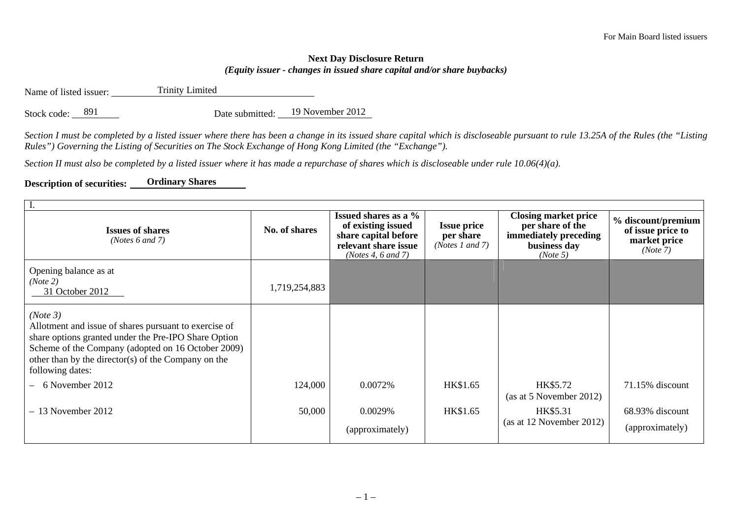For Main Board listed issuers

**Next Day Disclosure Return**
***(Equity issuer - changes in issued share capital and/or share buybacks)***

Name of listed issuer: Trinity Limited

Stock code: 891 Date submitted: 19 November 2012

*Section I must be completed by a listed issuer where there has been a change in its issued share capital which is discloseable pursuant to rule 13.25A of the Rules (the "Listing Rules") Governing the Listing of Securities on The Stock Exchange of Hong Kong Limited (the "Exchange").*

*Section II must also be completed by a listed issuer where it has made a repurchase of shares which is discloseable under rule 10.06(4)(a).*

**Description of securities: Ordinary Shares**

I.

| **Issues of shares** *(Notes 6 and 7)* | **No. of shares** | **Issued shares as a % of existing issued share capital before relevant share issue** *(Notes 4, 6 and 7)* | **Issue price per share** *(Notes 1 and 7)* | **Closing market price per share of the immediately preceding business day** *(Note 5)* | **% discount/premium of issue price to market price** *(Note 7)* |
|---|---|---|---|---|---|
| Opening balance as at *(Note 2)* 31 October 2012 | 1,719,254,883 | | | | |
| *(Note 3)* Allotment and issue of shares pursuant to exercise of share options granted under the Pre-IPO Share Option Scheme of the Company (adopted on 16 October 2009) other than by the director(s) of the Company on the following dates: | | | | | |
| – 6 November 2012 | 124,000 | 0.0072% | HK$1.65 | HK$5.72 (as at 5 November 2012) | 71.15% discount |
| – 13 November 2012 | 50,000 | 0.0029% (approximately) | HK$1.65 | HK$5.31 (as at 12 November 2012) | 68.93% discount (approximately) |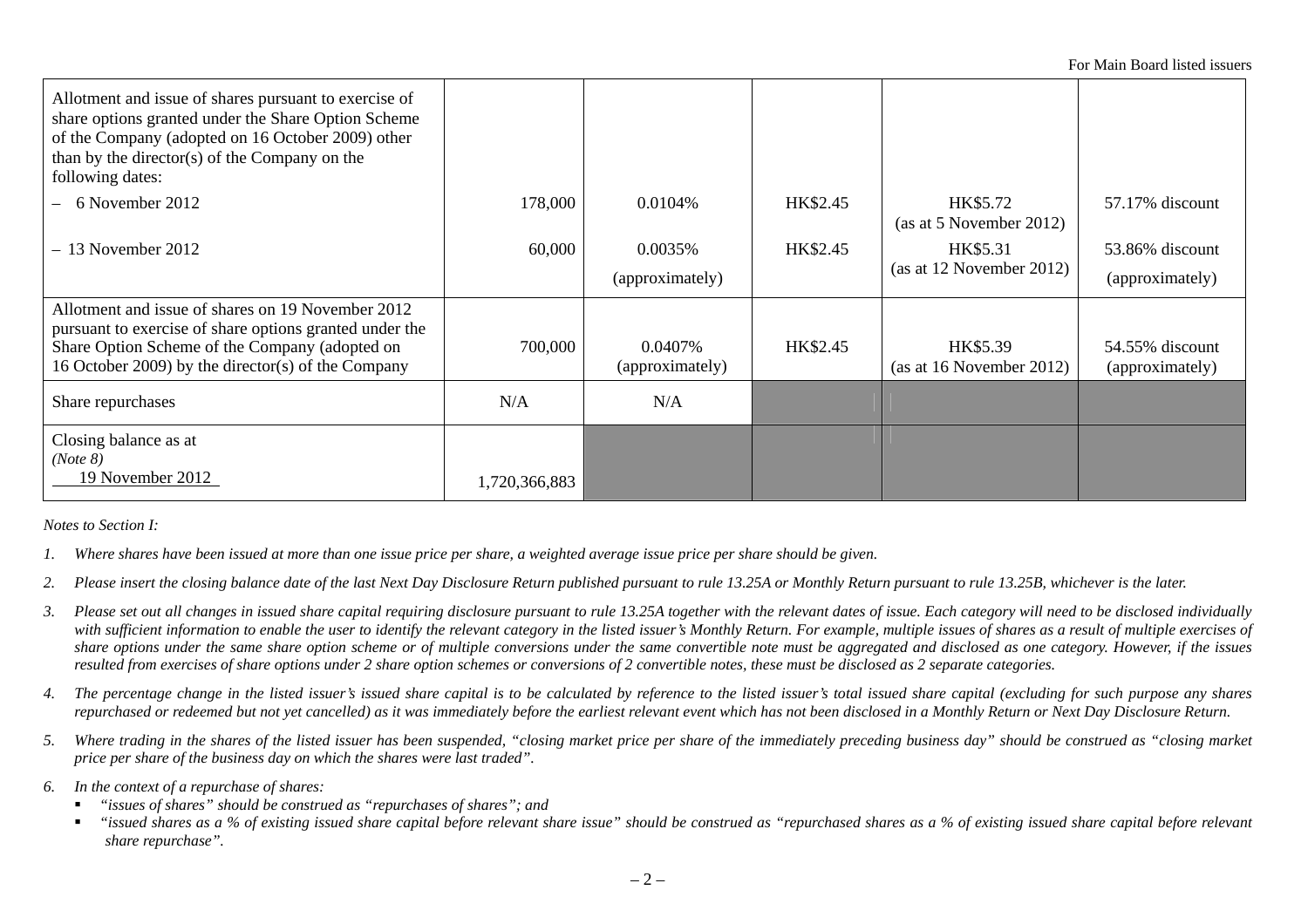| | | | | | |
|---|---|---|---|---|---|
| Allotment and issue of shares pursuant to exercise of share options granted under the Share Option Scheme of the Company (adopted on 16 October 2009) other than by the director(s) of the Company on the following dates: | | | | | |
| – 6 November 2012 | 178,000 | 0.0104% | HK$2.45 | HK$5.72 (as at 5 November 2012) | 57.17% discount |
| – 13 November 2012 | 60,000 | 0.0035% (approximately) | HK$2.45 | HK$5.31 (as at 12 November 2012) | 53.86% discount (approximately) |
| Allotment and issue of shares on 19 November 2012 pursuant to exercise of share options granted under the Share Option Scheme of the Company (adopted on 16 October 2009) by the director(s) of the Company | 700,000 | 0.0407% (approximately) | HK$2.45 | HK$5.39 (as at 16 November 2012) | 54.55% discount (approximately) |
| Share repurchases | N/A | N/A | | | |
| Closing balance as at *(Note 8)* 19 November 2012 | 1,720,366,883 | | | | |

*Notes to Section I:*

1. *Where shares have been issued at more than one issue price per share, a weighted average issue price per share should be given.*
2. *Please insert the closing balance date of the last Next Day Disclosure Return published pursuant to rule 13.25A or Monthly Return pursuant to rule 13.25B, whichever is the later.*
3. *Please set out all changes in issued share capital requiring disclosure pursuant to rule 13.25A together with the relevant dates of issue. Each category will need to be disclosed individually with sufficient information to enable the user to identify the relevant category in the listed issuer's Monthly Return. For example, multiple issues of shares as a result of multiple exercises of share options under the same share option scheme or of multiple conversions under the same convertible note must be aggregated and disclosed as one category. However, if the issues resulted from exercises of share options under 2 share option schemes or conversions of 2 convertible notes, these must be disclosed as 2 separate categories.*
4. *The percentage change in the listed issuer's issued share capital is to be calculated by reference to the listed issuer's total issued share capital (excluding for such purpose any shares repurchased or redeemed but not yet cancelled) as it was immediately before the earliest relevant event which has not been disclosed in a Monthly Return or Next Day Disclosure Return.*
5. *Where trading in the shares of the listed issuer has been suspended, "closing market price per share of the immediately preceding business day" should be construed as "closing market price per share of the business day on which the shares were last traded".*
6. *In the context of a repurchase of shares:*
   - *"issues of shares" should be construed as "repurchases of shares"; and*
   - *"issued shares as a % of existing issued share capital before relevant share issue" should be construed as "repurchased shares as a % of existing issued share capital before relevant share repurchase".*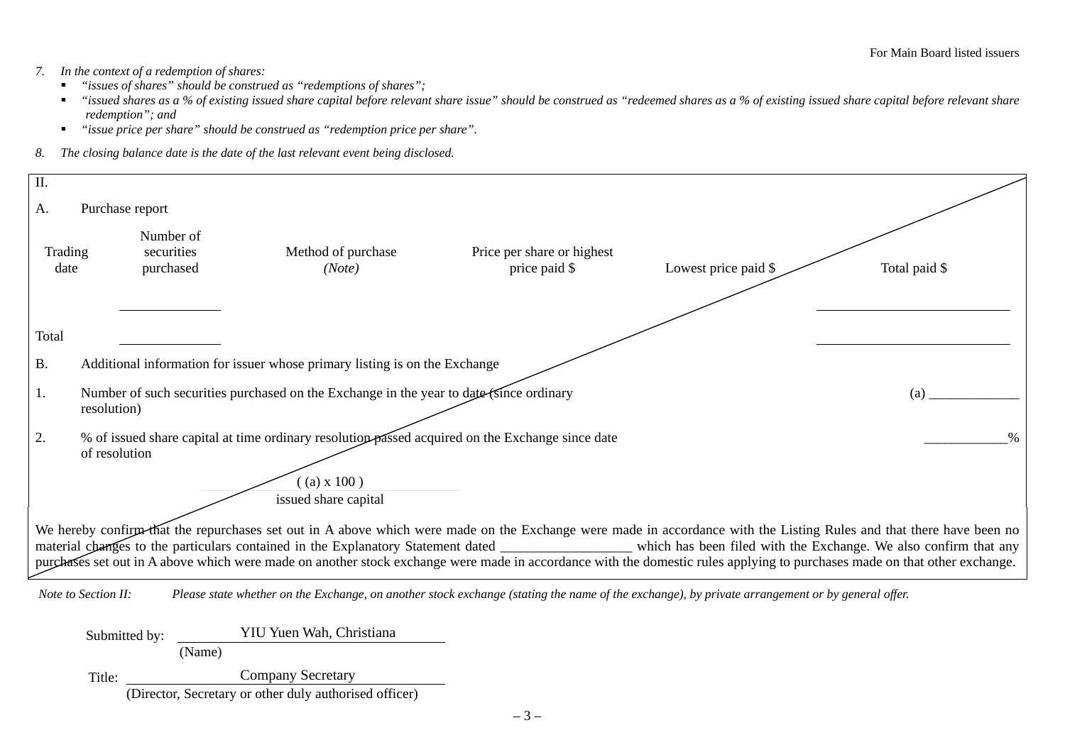7. *In the context of a redemption of shares:*
   - *"issues of shares" should be construed as "redemptions of shares";*
   - *"issued shares as a % of existing issued share capital before relevant share issue" should be construed as "redeemed shares as a % of existing issued share capital before relevant share redemption"; and*
   - *"issue price per share" should be construed as "redemption price per share".*

8. *The closing balance date is the date of the last relevant event being disclosed.*

II.

A. Purchase report

| Trading date | Number of securities purchased | Method of purchase *(Note)* | Price per share or highest price paid $ | Lowest price paid $ | Total paid $ |
|---|---|---|---|---|---|
| | ______ | | | | ______ |
| Total | ______ | | | | ______ |

B. Additional information for issuer whose primary listing is on the Exchange

1. Number of such securities purchased on the Exchange in the year to date (since ordinary resolution) (a) ____________

2. % of issued share capital at time ordinary resolution passed acquired on the Exchange since date of resolution ___________%

$$\frac{(a) \times 100}{\text{issued share capital}}$$

We hereby confirm that the repurchases set out in A above which were made on the Exchange were made in accordance with the Listing Rules and that there have been no material changes to the particulars contained in the Explanatory Statement dated __________________ which has been filed with the Exchange. We also confirm that any purchases set out in A above which were made on another stock exchange were made in accordance with the domestic rules applying to purchases made on that other exchange.

*Note to Section II: Please state whether on the Exchange, on another stock exchange (stating the name of the exchange), by private arrangement or by general offer.*

Submitted by: YIU Yuen Wah, Christiana
(Name)

Title: Company Secretary
(Director, Secretary or other duly authorised officer)